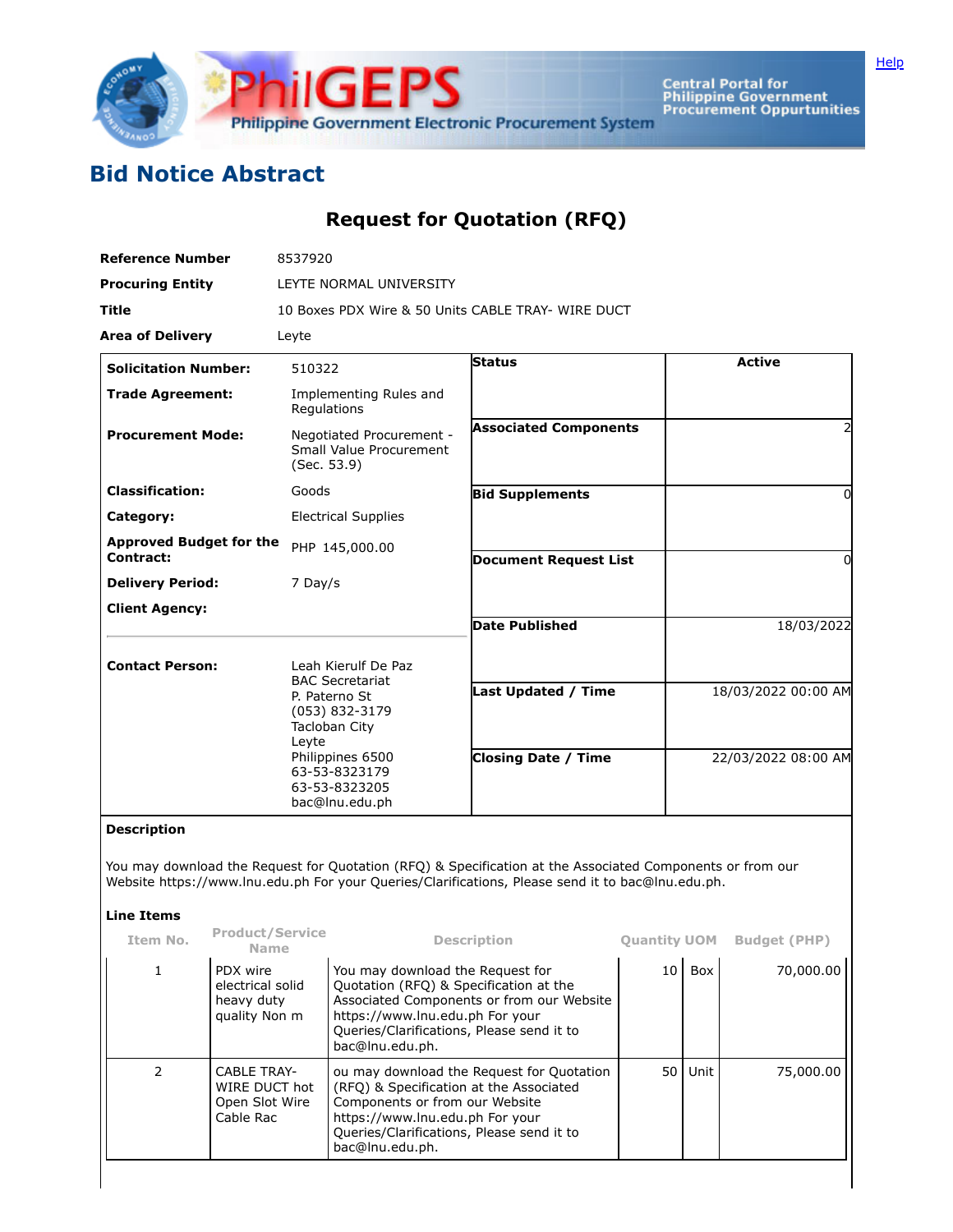# Bid Notice Abstract

## Request for Quotation (RFQ)

| | |
|---|---|
| **Reference Number** | 8537920 |
| **Procuring Entity** | LEYTE NORMAL UNIVERSITY |
| **Title** | 10 Boxes PDX Wire & 50 Units CABLE TRAY- WIRE DUCT |
| **Area of Delivery** | Leyte |

| | | | |
|---|---|---|---|
| **Solicitation Number:** | 510322 | **Status** | **Active** |
| **Trade Agreement:** | Implementing Rules and Regulations | | |
| **Procurement Mode:** | Negotiated Procurement - Small Value Procurement (Sec. 53.9) | **Associated Components** | 2 |
| **Classification:** | Goods | **Bid Supplements** | 0 |
| **Category:** | Electrical Supplies | | |
| **Approved Budget for the Contract:** | PHP 145,000.00 | **Document Request List** | 0 |
| **Delivery Period:** | 7 Day/s | | |
| **Client Agency:** | | **Date Published** | 18/03/2022 |
| **Contact Person:** | Leah Kierulf De Paz<br>BAC Secretariat<br>P. Paterno St<br>(053) 832-3179<br>Tacloban City<br>Leyte<br>Philippines 6500<br>63-53-8323179<br>63-53-8323205<br>bac@lnu.edu.ph | **Last Updated / Time** | 18/03/2022 00:00 AM |
| | | **Closing Date / Time** | 22/03/2022 08:00 AM |

**Description**

You may download the Request for Quotation (RFQ) & Specification at the Associated Components or from our Website https://www.lnu.edu.ph For your Queries/Clarifications, Please send it to bac@lnu.edu.ph.

**Line Items**

| Item No. | Product/Service Name | Description | Quantity | UOM | Budget (PHP) |
|---|---|---|---|---|---|
| 1 | PDX wire electrical solid heavy duty quality Non m | You may download the Request for Quotation (RFQ) & Specification at the Associated Components or from our Website https://www.lnu.edu.ph For your Queries/Clarifications, Please send it to bac@lnu.edu.ph. | 10 | Box | 70,000.00 |
| 2 | CABLE TRAY- WIRE DUCT hot Open Slot Wire Cable Rac | ou may download the Request for Quotation (RFQ) & Specification at the Associated Components or from our Website https://www.lnu.edu.ph For your Queries/Clarifications, Please send it to bac@lnu.edu.ph. | 50 | Unit | 75,000.00 |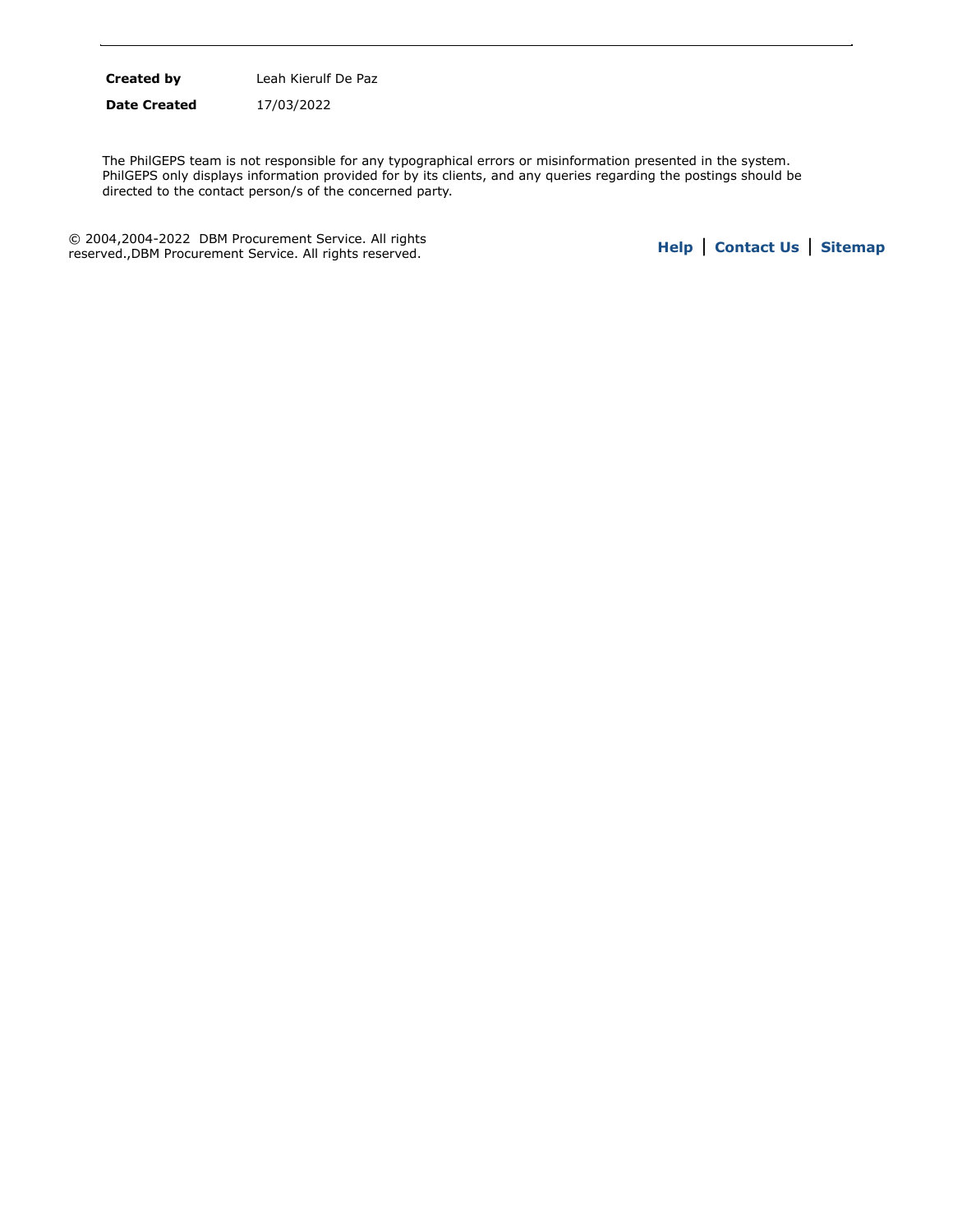| | |
| --- | --- |
| **Created by** | Leah Kierulf De Paz |
| **Date Created** | 17/03/2022 |

The PhilGEPS team is not responsible for any typographical errors or misinformation presented in the system. PhilGEPS only displays information provided for by its clients, and any queries regarding the postings should be directed to the contact person/s of the concerned party.

© 2004,2004-2022 DBM Procurement Service. All rights reserved.,DBM Procurement Service. All rights reserved.

**Help** | **Contact Us** | **Sitemap**